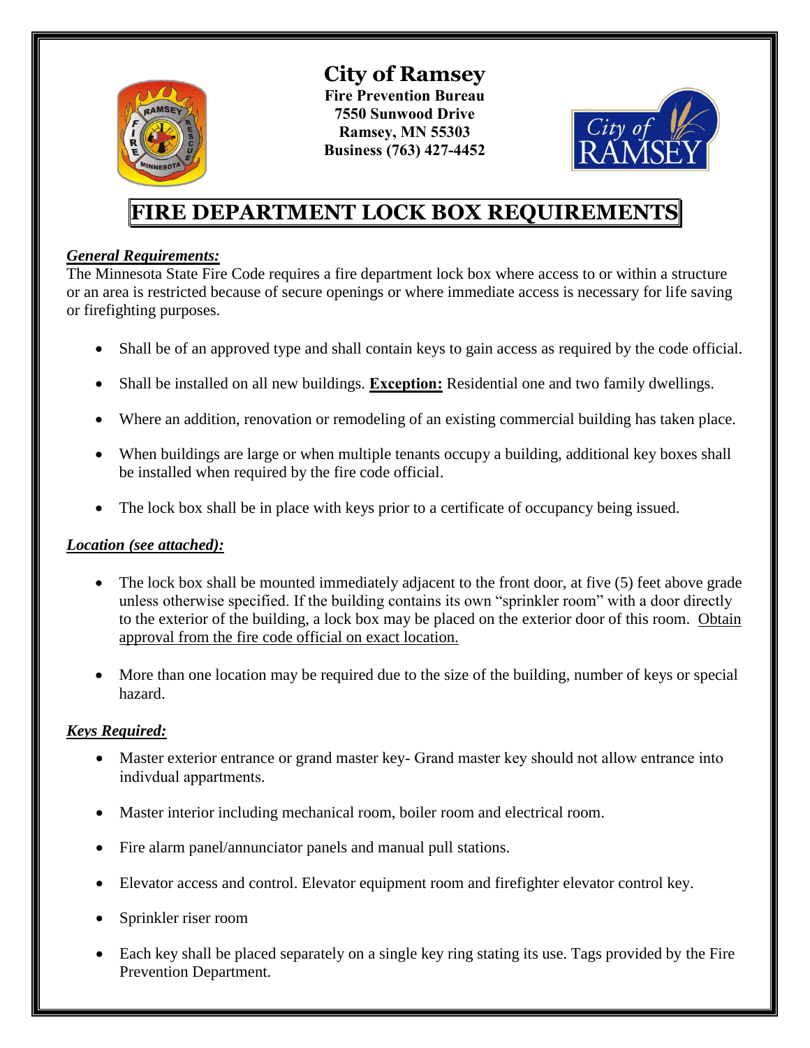# City of Ramsey

**Fire Prevention Bureau**
**7550 Sunwood Drive**
**Ramsey, MN 55303**
**Business (763) 427-4452**

## FIRE DEPARTMENT LOCK BOX REQUIREMENTS

### ***General Requirements:***

The Minnesota State Fire Code requires a fire department lock box where access to or within a structure or an area is restricted because of secure openings or where immediate access is necessary for life saving or firefighting purposes.

- Shall be of an approved type and shall contain keys to gain access as required by the code official.
- Shall be installed on all new buildings. **Exception:** Residential one and two family dwellings.
- Where an addition, renovation or remodeling of an existing commercial building has taken place.
- When buildings are large or when multiple tenants occupy a building, additional key boxes shall be installed when required by the fire code official.
- The lock box shall be in place with keys prior to a certificate of occupancy being issued.

### ***Location (see attached):***

- The lock box shall be mounted immediately adjacent to the front door, at five (5) feet above grade unless otherwise specified. If the building contains its own "sprinkler room" with a door directly to the exterior of the building, a lock box may be placed on the exterior door of this room. Obtain approval from the fire code official on exact location.
- More than one location may be required due to the size of the building, number of keys or special hazard.

### ***Keys Required:***

- Master exterior entrance or grand master key- Grand master key should not allow entrance into indivdual appartments.
- Master interior including mechanical room, boiler room and electrical room.
- Fire alarm panel/annunciator panels and manual pull stations.
- Elevator access and control. Elevator equipment room and firefighter elevator control key.
- Sprinkler riser room
- Each key shall be placed separately on a single key ring stating its use. Tags provided by the Fire Prevention Department.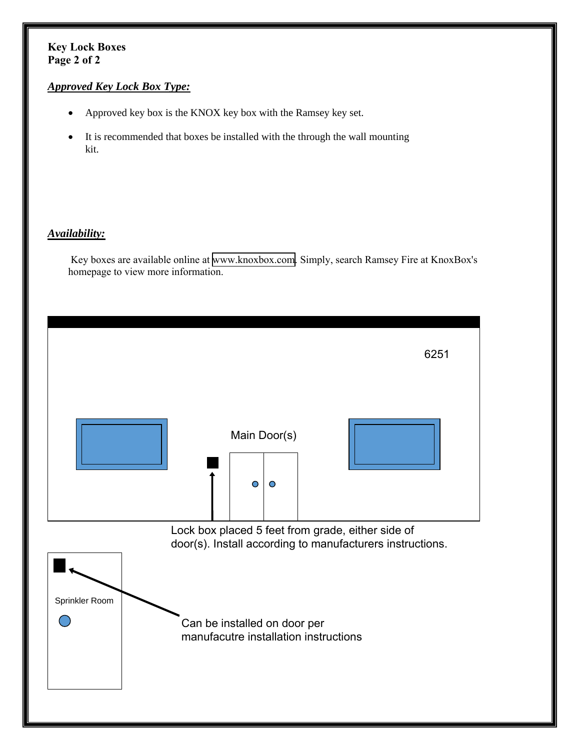**Key Lock Boxes**

***Approved Key Lock Box Type:***

- Approved key box is the KNOX key box with the Ramsey key set.
- It is recommended that boxes be installed with the through the wall mounting kit.

***Availability:***

Key boxes are available online at www.knoxbox.com. Simply, search Ramsey Fire at KnoxBox's homepage to view more information.

6251

Main Door(s)

Lock box placed 5 feet from grade, either side of door(s). Install according to manufacturers instructions.

Sprinkler Room

Can be installed on door per manufacutre installation instructions